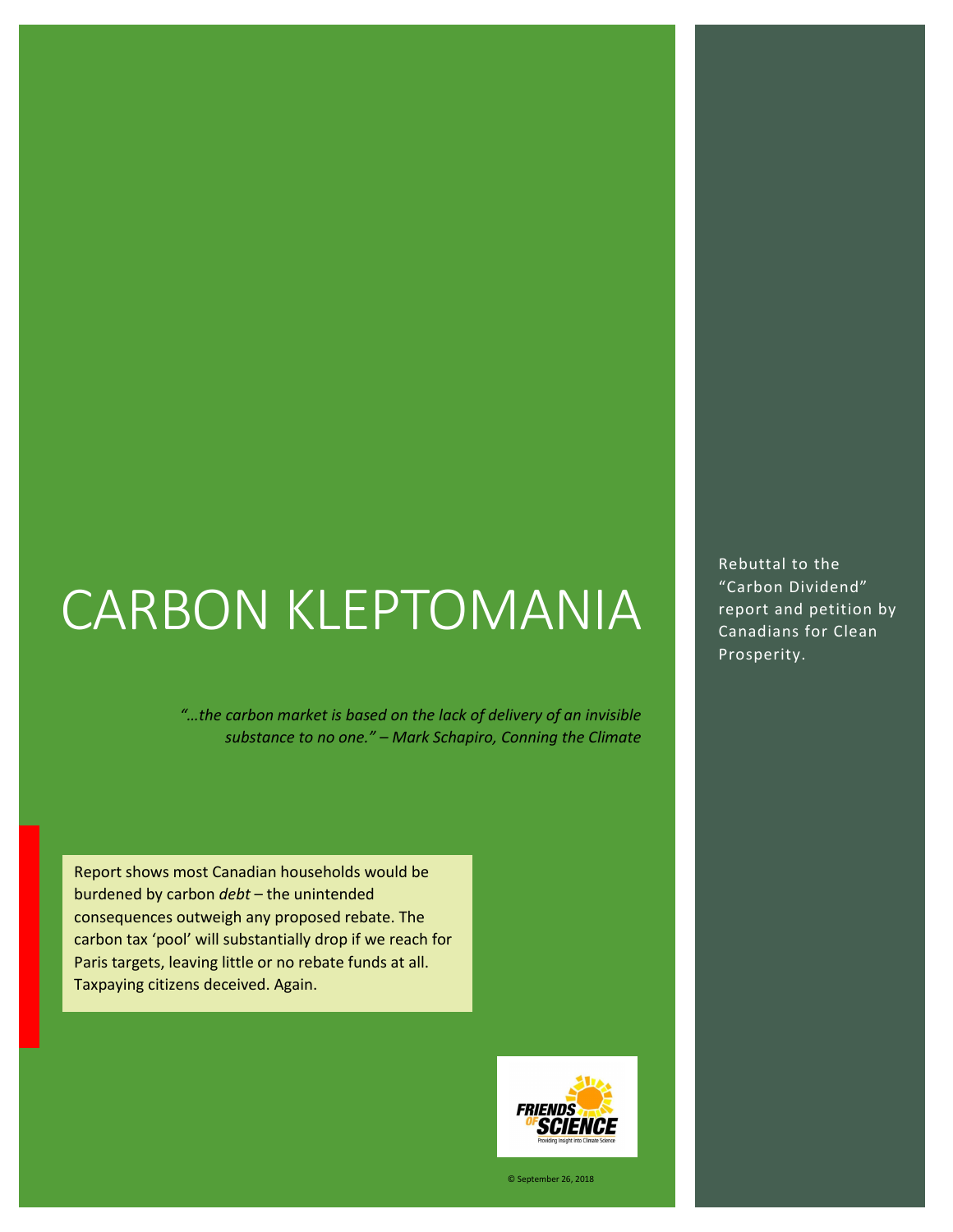# CARBON KLEPTOMANIA

*"…the carbon market is based on the lack of delivery of an invisible substance to no one." – Mark Schapiro, Conning the Climate*

Report shows most Canadian households would be burdened by carbon *debt* – the unintended consequences outweigh any proposed rebate. The carbon tax 'pool' will substantially drop if we reach for Paris targets, leaving little or no rebate funds at all. Taxpaying citizens deceived. Again.

Rebuttal to the "Carbon Dividend" report and petition by Canadians for Clean Prosperity.

FRIENDS OF SCIENCE
Providing Insight into Climate Science

© September 26, 2018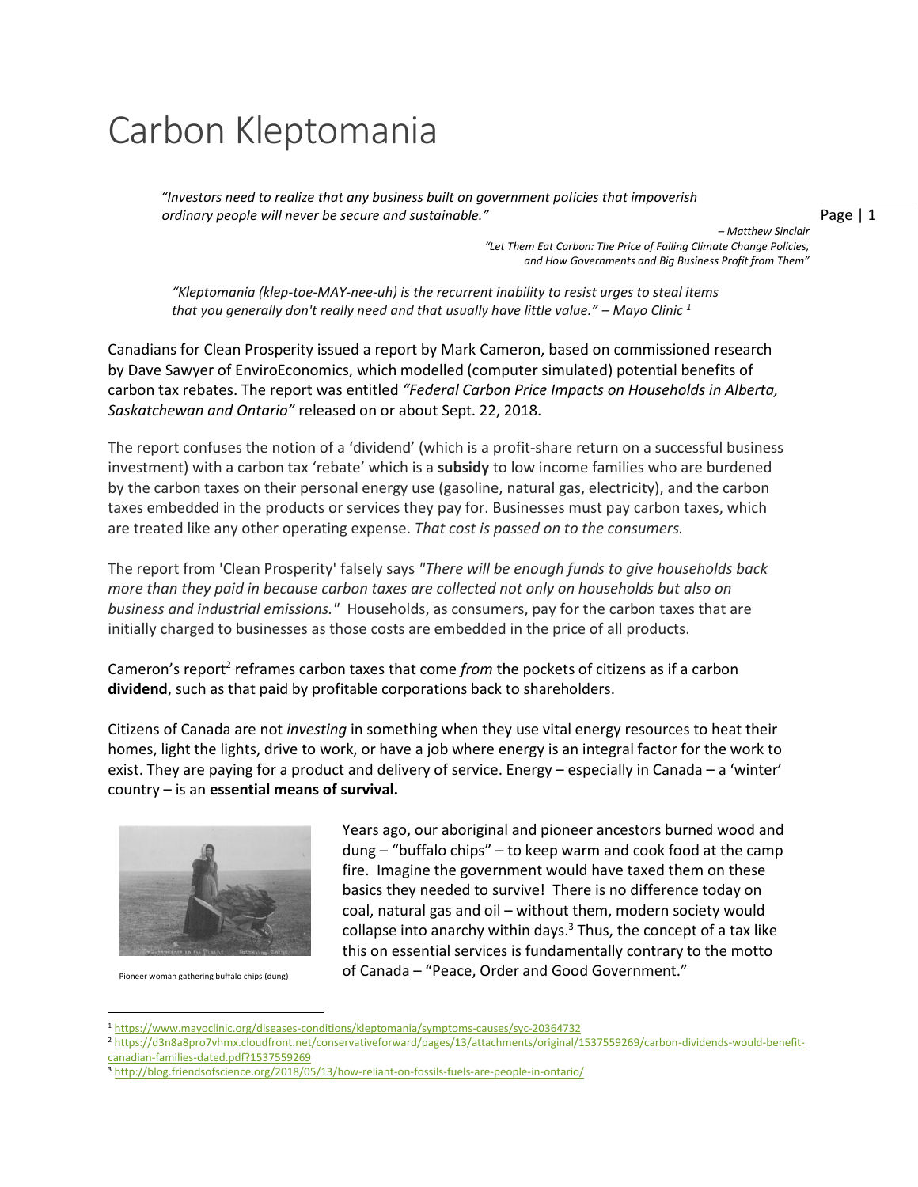# Carbon Kleptomania

> *"Investors need to realize that any business built on government policies that impoverish ordinary people will never be secure and sustainable."*
>
> *– Matthew Sinclair*
> *"Let Them Eat Carbon: The Price of Failing Climate Change Policies, and How Governments and Big Business Profit from Them"*

> *"Kleptomania (klep-toe-MAY-nee-uh) is the recurrent inability to resist urges to steal items that you generally don't really need and that usually have little value." – Mayo Clinic* [1]

Canadians for Clean Prosperity issued a report by Mark Cameron, based on commissioned research by Dave Sawyer of EnviroEconomics, which modelled (computer simulated) potential benefits of carbon tax rebates. The report was entitled *"Federal Carbon Price Impacts on Households in Alberta, Saskatchewan and Ontario"* released on or about Sept. 22, 2018.

The report confuses the notion of a 'dividend' (which is a profit-share return on a successful business investment) with a carbon tax 'rebate' which is a **subsidy** to low income families who are burdened by the carbon taxes on their personal energy use (gasoline, natural gas, electricity), and the carbon taxes embedded in the products or services they pay for. Businesses must pay carbon taxes, which are treated like any other operating expense. *That cost is passed on to the consumers.*

The report from 'Clean Prosperity' falsely says *"There will be enough funds to give households back more than they paid in because carbon taxes are collected not only on households but also on business and industrial emissions."* Households, as consumers, pay for the carbon taxes that are initially charged to businesses as those costs are embedded in the price of all products.

Cameron's report[2] reframes carbon taxes that come *from* the pockets of citizens as if a carbon **dividend**, such as that paid by profitable corporations back to shareholders.

Citizens of Canada are not *investing* in something when they use vital energy resources to heat their homes, light the lights, drive to work, or have a job where energy is an integral factor for the work to exist. They are paying for a product and delivery of service. Energy – especially in Canada – a 'winter' country – is an **essential means of survival.**

Pioneer woman gathering buffalo chips (dung)

Years ago, our aboriginal and pioneer ancestors burned wood and dung – "buffalo chips" – to keep warm and cook food at the camp fire. Imagine the government would have taxed them on these basics they needed to survive! There is no difference today on coal, natural gas and oil – without them, modern society would collapse into anarchy within days.[3] Thus, the concept of a tax like this on essential services is fundamentally contrary to the motto of Canada – "Peace, Order and Good Government."

---

[1] https://www.mayoclinic.org/diseases-conditions/kleptomania/symptoms-causes/syc-20364732

[2] https://d3n8a8pro7vhmx.cloudfront.net/conservativeforward/pages/13/attachments/original/1537559269/carbon-dividends-would-benefit-canadian-families-dated.pdf?1537559269

[3] http://blog.friendsofscience.org/2018/05/13/how-reliant-on-fossils-fuels-are-people-in-ontario/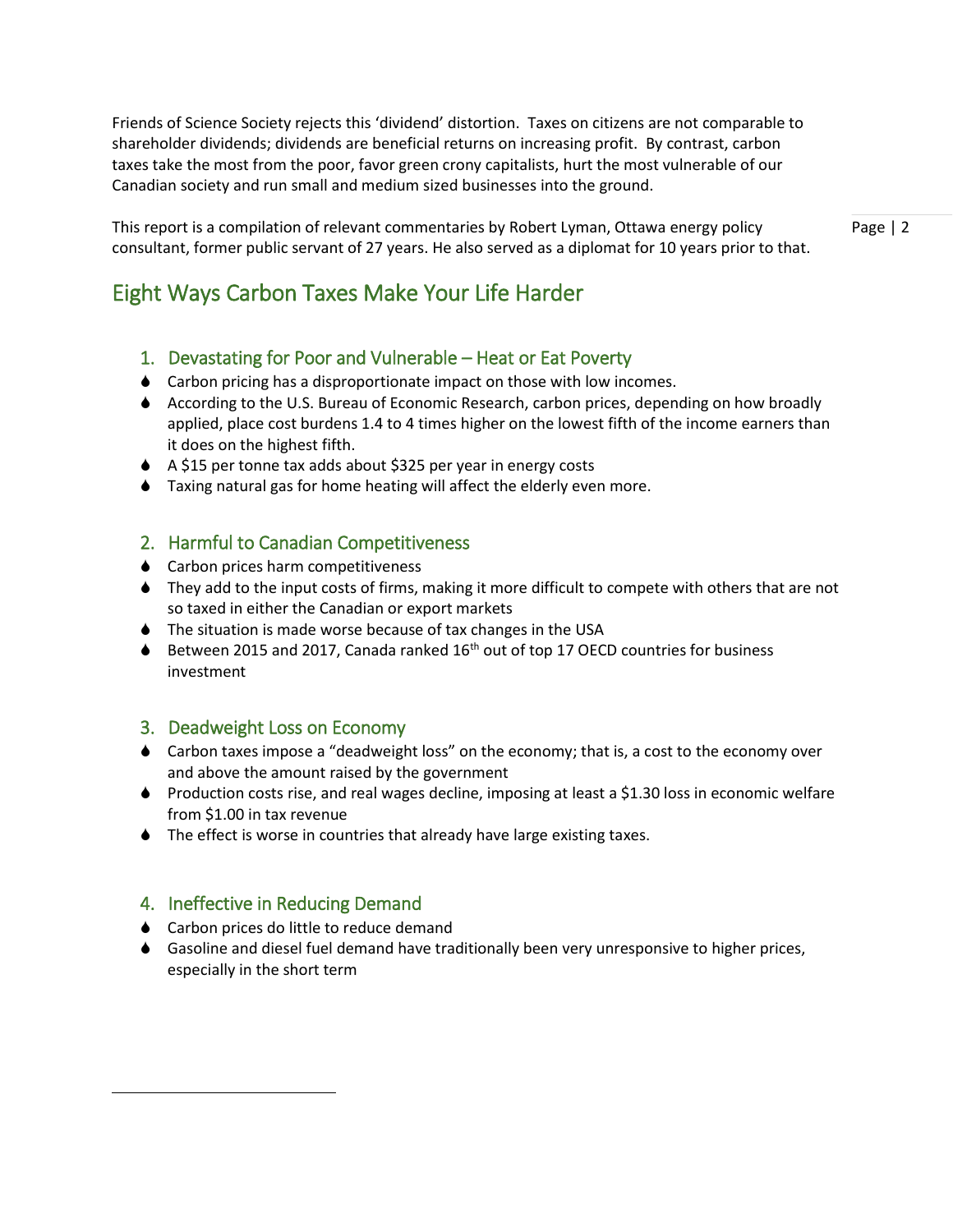Friends of Science Society rejects this 'dividend' distortion. Taxes on citizens are not comparable to shareholder dividends; dividends are beneficial returns on increasing profit. By contrast, carbon taxes take the most from the poor, favor green crony capitalists, hurt the most vulnerable of our Canadian society and run small and medium sized businesses into the ground.

This report is a compilation of relevant commentaries by Robert Lyman, Ottawa energy policy consultant, former public servant of 27 years. He also served as a diplomat for 10 years prior to that.

## Eight Ways Carbon Taxes Make Your Life Harder

### 1. Devastating for Poor and Vulnerable – Heat or Eat Poverty

- Carbon pricing has a disproportionate impact on those with low incomes.
- According to the U.S. Bureau of Economic Research, carbon prices, depending on how broadly applied, place cost burdens 1.4 to 4 times higher on the lowest fifth of the income earners than it does on the highest fifth.
- A $15 per tonne tax adds about $325 per year in energy costs
- Taxing natural gas for home heating will affect the elderly even more.

### 2. Harmful to Canadian Competitiveness

- Carbon prices harm competitiveness
- They add to the input costs of firms, making it more difficult to compete with others that are not so taxed in either the Canadian or export markets
- The situation is made worse because of tax changes in the USA
- Between 2015 and 2017, Canada ranked 16th out of top 17 OECD countries for business investment

### 3. Deadweight Loss on Economy

- Carbon taxes impose a "deadweight loss" on the economy; that is, a cost to the economy over and above the amount raised by the government
- Production costs rise, and real wages decline, imposing at least a $1.30 loss in economic welfare from $1.00 in tax revenue
- The effect is worse in countries that already have large existing taxes.

### 4. Ineffective in Reducing Demand

- Carbon prices do little to reduce demand
- Gasoline and diesel fuel demand have traditionally been very unresponsive to higher prices, especially in the short term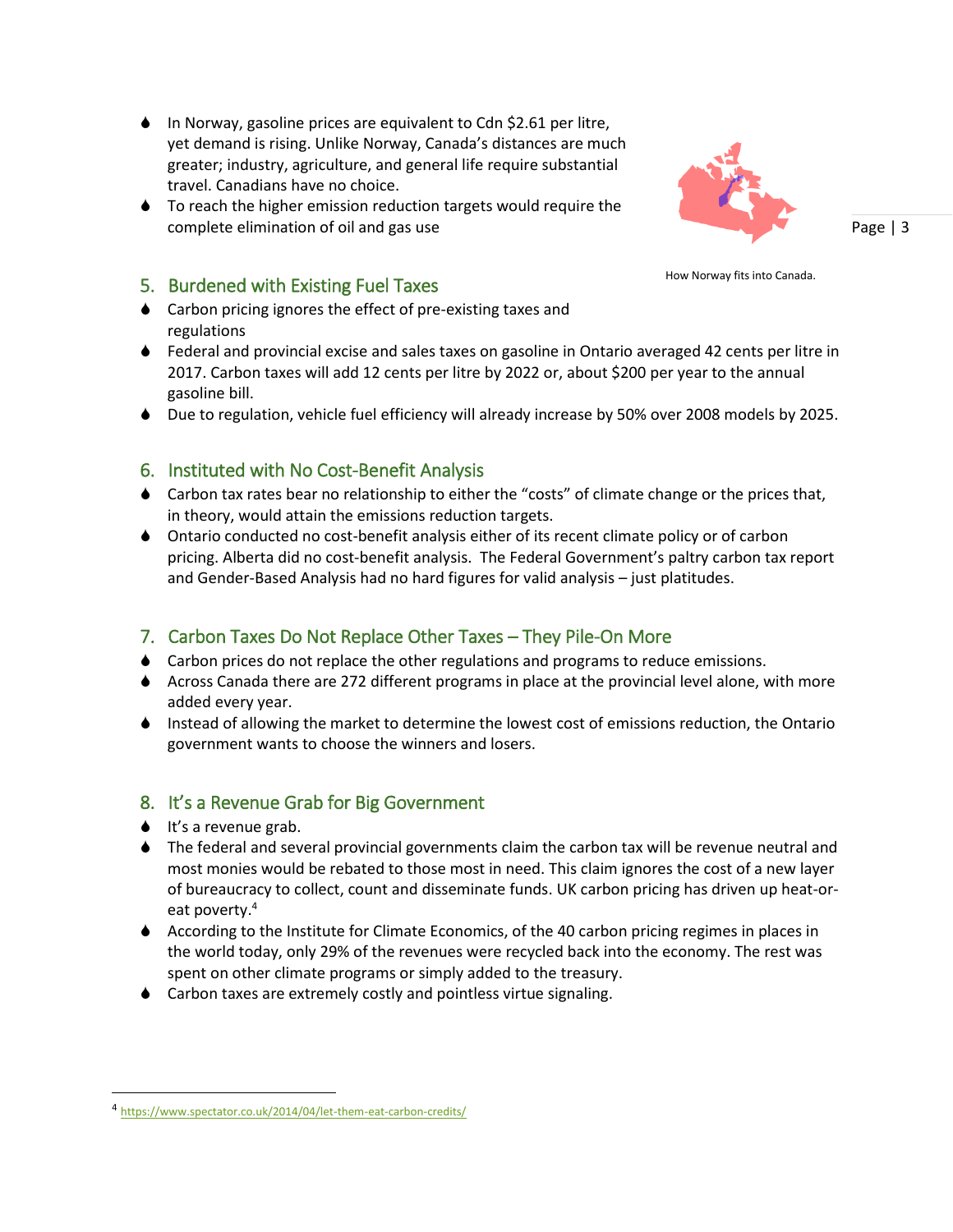- In Norway, gasoline prices are equivalent to Cdn $2.61 per litre, yet demand is rising. Unlike Norway, Canada's distances are much greater; industry, agriculture, and general life require substantial travel. Canadians have no choice.
- To reach the higher emission reduction targets would require the complete elimination of oil and gas use

How Norway fits into Canada.

## 5. Burdened with Existing Fuel Taxes

- Carbon pricing ignores the effect of pre-existing taxes and regulations
- Federal and provincial excise and sales taxes on gasoline in Ontario averaged 42 cents per litre in 2017. Carbon taxes will add 12 cents per litre by 2022 or, about $200 per year to the annual gasoline bill.
- Due to regulation, vehicle fuel efficiency will already increase by 50% over 2008 models by 2025.

## 6. Instituted with No Cost-Benefit Analysis

- Carbon tax rates bear no relationship to either the "costs" of climate change or the prices that, in theory, would attain the emissions reduction targets.
- Ontario conducted no cost-benefit analysis either of its recent climate policy or of carbon pricing. Alberta did no cost-benefit analysis. The Federal Government's paltry carbon tax report and Gender-Based Analysis had no hard figures for valid analysis – just platitudes.

## 7. Carbon Taxes Do Not Replace Other Taxes – They Pile-On More

- Carbon prices do not replace the other regulations and programs to reduce emissions.
- Across Canada there are 272 different programs in place at the provincial level alone, with more added every year.
- Instead of allowing the market to determine the lowest cost of emissions reduction, the Ontario government wants to choose the winners and losers.

## 8. It's a Revenue Grab for Big Government

- It's a revenue grab.
- The federal and several provincial governments claim the carbon tax will be revenue neutral and most monies would be rebated to those most in need. This claim ignores the cost of a new layer of bureaucracy to collect, count and disseminate funds. UK carbon pricing has driven up heat-or-eat poverty.[4]
- According to the Institute for Climate Economics, of the 40 carbon pricing regimes in places in the world today, only 29% of the revenues were recycled back into the economy. The rest was spent on other climate programs or simply added to the treasury.
- Carbon taxes are extremely costly and pointless virtue signaling.

[4] https://www.spectator.co.uk/2014/04/let-them-eat-carbon-credits/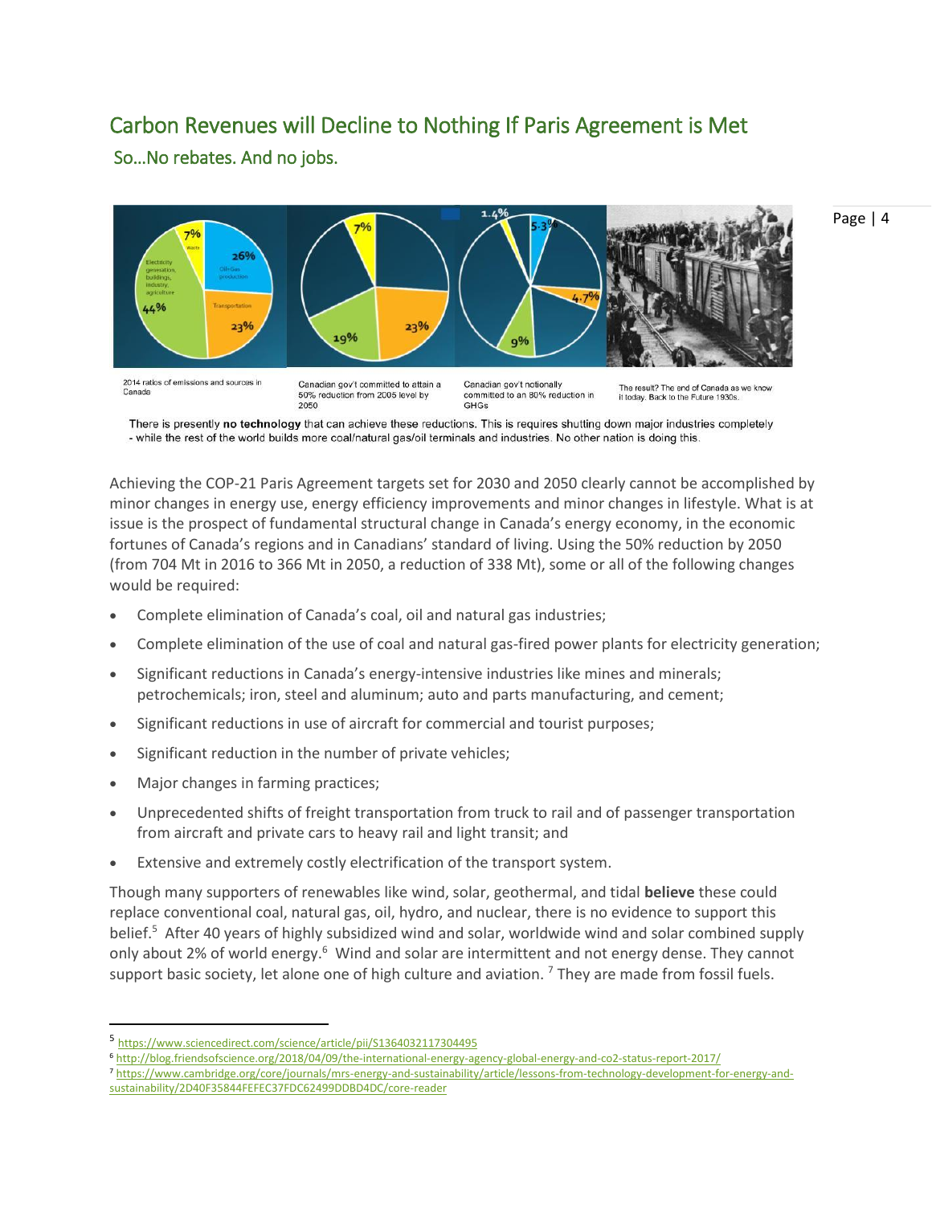## Carbon Revenues will Decline to Nothing If Paris Agreement is Met

### So…No rebates. And no jobs.

2014 ratios of emissions and sources in Canada

Canadian gov't committed to attain a 50% reduction from 2005 level by 2050

Canadian gov't notionally committed to an 80% reduction in GHGs

The result? The end of Canada as we know it today. Back to the Future 1930s.

There is presently **no technology** that can achieve these reductions. This is requires shutting down major industries completely - while the rest of the world builds more coal/natural gas/oil terminals and industries. No other nation is doing this.

Achieving the COP-21 Paris Agreement targets set for 2030 and 2050 clearly cannot be accomplished by minor changes in energy use, energy efficiency improvements and minor changes in lifestyle. What is at issue is the prospect of fundamental structural change in Canada's energy economy, in the economic fortunes of Canada's regions and in Canadians' standard of living. Using the 50% reduction by 2050 (from 704 Mt in 2016 to 366 Mt in 2050, a reduction of 338 Mt), some or all of the following changes would be required:

- Complete elimination of Canada's coal, oil and natural gas industries;
- Complete elimination of the use of coal and natural gas-fired power plants for electricity generation;
- Significant reductions in Canada's energy-intensive industries like mines and minerals; petrochemicals; iron, steel and aluminum; auto and parts manufacturing, and cement;
- Significant reductions in use of aircraft for commercial and tourist purposes;
- Significant reduction in the number of private vehicles;
- Major changes in farming practices;
- Unprecedented shifts of freight transportation from truck to rail and of passenger transportation from aircraft and private cars to heavy rail and light transit; and
- Extensive and extremely costly electrification of the transport system.

Though many supporters of renewables like wind, solar, geothermal, and tidal **believe** these could replace conventional coal, natural gas, oil, hydro, and nuclear, there is no evidence to support this belief.[5] After 40 years of highly subsidized wind and solar, worldwide wind and solar combined supply only about 2% of world energy.[6] Wind and solar are intermittent and not energy dense. They cannot support basic society, let alone one of high culture and aviation. [7] They are made from fossil fuels.

[5] https://www.sciencedirect.com/science/article/pii/S1364032117304495

[6] http://blog.friendsofscience.org/2018/04/09/the-international-energy-agency-global-energy-and-co2-status-report-2017/

[7] https://www.cambridge.org/core/journals/mrs-energy-and-sustainability/article/lessons-from-technology-development-for-energy-and-sustainability/2D40F35844FEFEC37FDC62499DDBD4DC/core-reader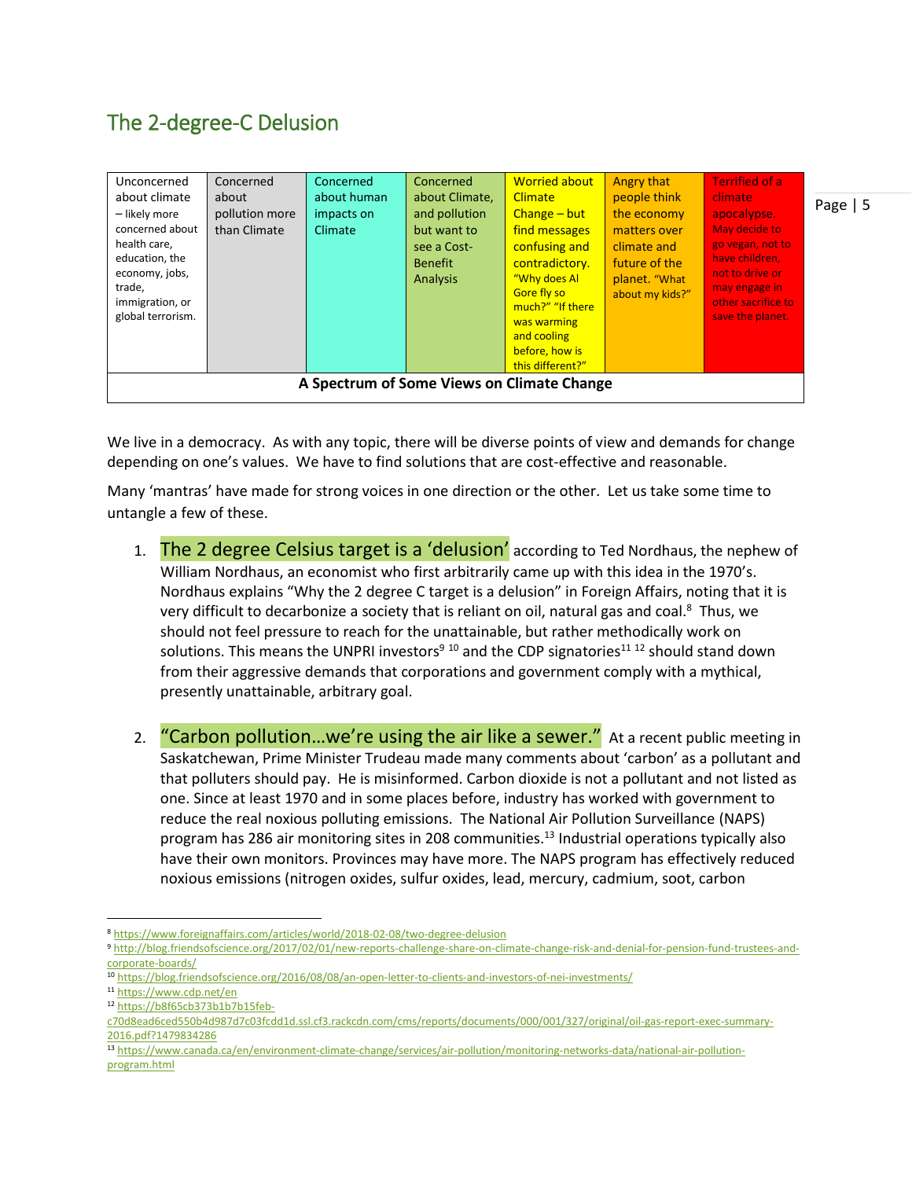## The 2-degree-C Delusion

| Unconcerned about climate – likely more concerned about health care, education, the economy, jobs, trade, immigration, or global terrorism. | Concerned about pollution more than Climate | Concerned about human impacts on Climate | Concerned about Climate, and pollution but want to see a Cost-Benefit Analysis | Worried about Climate Change – but find messages confusing and contradictory. "Why does Al Gore fly so much?" "If there was warming and cooling before, how is this different?" | Angry that people think the economy matters over climate and future of the planet. "What about my kids?" | Terrified of a climate apocalypse. May decide to go vegan, not to have children, not to drive or may engage in other sacrifice to save the planet. |
|---|---|---|---|---|---|---|
| **A Spectrum of Some Views on Climate Change** | | | | | | |

We live in a democracy. As with any topic, there will be diverse points of view and demands for change depending on one's values. We have to find solutions that are cost-effective and reasonable.

Many 'mantras' have made for strong voices in one direction or the other. Let us take some time to untangle a few of these.

1. The 2 degree Celsius target is a 'delusion' according to Ted Nordhaus, the nephew of William Nordhaus, an economist who first arbitrarily came up with this idea in the 1970's. Nordhaus explains "Why the 2 degree C target is a delusion" in Foreign Affairs, noting that it is very difficult to decarbonize a society that is reliant on oil, natural gas and coal.[8] Thus, we should not feel pressure to reach for the unattainable, but rather methodically work on solutions. This means the UNPRI investors[9] [10] and the CDP signatories[11] [12] should stand down from their aggressive demands that corporations and government comply with a mythical, presently unattainable, arbitrary goal.

2. "Carbon pollution…we're using the air like a sewer." At a recent public meeting in Saskatchewan, Prime Minister Trudeau made many comments about 'carbon' as a pollutant and that polluters should pay. He is misinformed. Carbon dioxide is not a pollutant and not listed as one. Since at least 1970 and in some places before, industry has worked with government to reduce the real noxious polluting emissions. The National Air Pollution Surveillance (NAPS) program has 286 air monitoring sites in 208 communities.[13] Industrial operations typically also have their own monitors. Provinces may have more. The NAPS program has effectively reduced noxious emissions (nitrogen oxides, sulfur oxides, lead, mercury, cadmium, soot, carbon

---

[8] https://www.foreignaffairs.com/articles/world/2018-02-08/two-degree-delusion

[9] http://blog.friendsofscience.org/2017/02/01/new-reports-challenge-share-on-climate-change-risk-and-denial-for-pension-fund-trustees-and-corporate-boards/

[10] https://blog.friendsofscience.org/2016/08/08/an-open-letter-to-clients-and-investors-of-nei-investments/

[11] https://www.cdp.net/en

[12] https://b8f65cb373b1b7b15feb-c70d8ead6ced550b4d987d7c03fcdd1d.ssl.cf3.rackcdn.com/cms/reports/documents/000/001/327/original/oil-gas-report-exec-summary-2016.pdf?1479834286

[13] https://www.canada.ca/en/environment-climate-change/services/air-pollution/monitoring-networks-data/national-air-pollution-program.html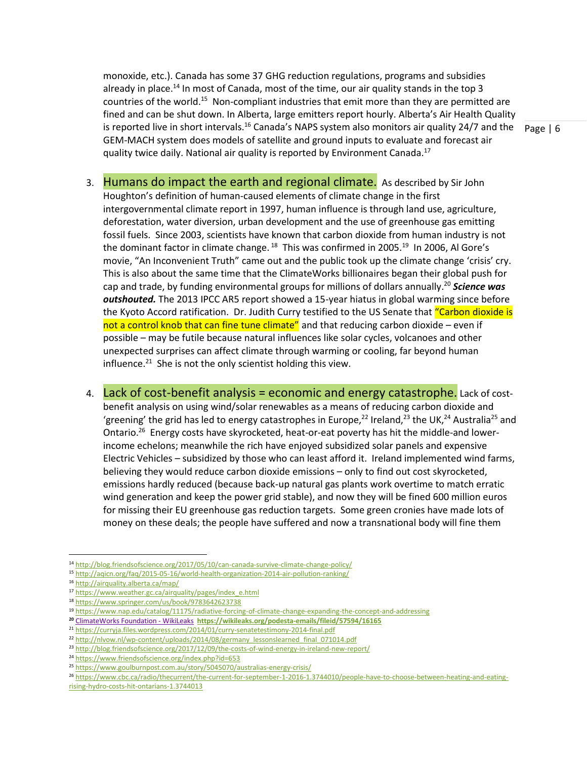monoxide, etc.). Canada has some 37 GHG reduction regulations, programs and subsidies already in place.[14] In most of Canada, most of the time, our air quality stands in the top 3 countries of the world.[15] Non-compliant industries that emit more than they are permitted are fined and can be shut down. In Alberta, large emitters report hourly. Alberta's Air Health Quality is reported live in short intervals.[16] Canada's NAPS system also monitors air quality 24/7 and the GEM-MACH system does models of satellite and ground inputs to evaluate and forecast air quality twice daily. National air quality is reported by Environment Canada.[17]

3. **Humans do impact the earth and regional climate.** As described by Sir John Houghton's definition of human-caused elements of climate change in the first intergovernmental climate report in 1997, human influence is through land use, agriculture, deforestation, water diversion, urban development and the use of greenhouse gas emitting fossil fuels. Since 2003, scientists have known that carbon dioxide from human industry is not the dominant factor in climate change.[18] This was confirmed in 2005.[19] In 2006, Al Gore's movie, "An Inconvenient Truth" came out and the public took up the climate change 'crisis' cry. This is also about the same time that the ClimateWorks billionaires began their global push for cap and trade, by funding environmental groups for millions of dollars annually.[20] ***Science was outshouted.*** The 2013 IPCC AR5 report showed a 15-year hiatus in global warming since before the Kyoto Accord ratification. Dr. Judith Curry testified to the US Senate that "Carbon dioxide is not a control knob that can fine tune climate" and that reducing carbon dioxide – even if possible – may be futile because natural influences like solar cycles, volcanoes and other unexpected surprises can affect climate through warming or cooling, far beyond human influence.[21] She is not the only scientist holding this view.

4. **Lack of cost-benefit analysis = economic and energy catastrophe.** Lack of cost-benefit analysis on using wind/solar renewables as a means of reducing carbon dioxide and 'greening' the grid has led to energy catastrophes in Europe,[22] Ireland,[23] the UK,[24] Australia[25] and Ontario.[26] Energy costs have skyrocketed, heat-or-eat poverty has hit the middle-and lower-income echelons; meanwhile the rich have enjoyed subsidized solar panels and expensive Electric Vehicles – subsidized by those who can least afford it. Ireland implemented wind farms, believing they would reduce carbon dioxide emissions – only to find out cost skyrocketed, emissions hardly reduced (because back-up natural gas plants work overtime to match erratic wind generation and keep the power grid stable), and now they will be fined 600 million euros for missing their EU greenhouse gas reduction targets. Some green cronies have made lots of money on these deals; the people have suffered and now a transnational body will fine them

---

[14] http://blog.friendsofscience.org/2017/05/10/can-canada-survive-climate-change-policy/

[15] http://aqicn.org/faq/2015-05-16/world-health-organization-2014-air-pollution-ranking/

[16] http://airquality.alberta.ca/map/

[17] https://www.weather.gc.ca/airquality/pages/index_e.html

[18] https://www.springer.com/us/book/9783642623738

[19] https://www.nap.edu/catalog/11175/radiative-forcing-of-climate-change-expanding-the-concept-and-addressing

[20] ClimateWorks Foundation - WikiLeaks **https://wikileaks.org/podesta-emails/fileid/57594/16165**

[21] https://curryja.files.wordpress.com/2014/01/curry-senatetestimony-2014-final.pdf

[22] http://nlvow.nl/wp-content/uploads/2014/08/germany_lessonslearned_final_071014.pdf

[23] http://blog.friendsofscience.org/2017/12/09/the-costs-of-wind-energy-in-ireland-new-report/

[24] https://www.friendsofscience.org/index.php?id=653

[25] https://www.goulburnpost.com.au/story/5045070/australias-energy-crisis/

[26] https://www.cbc.ca/radio/thecurrent/the-current-for-september-1-2016-1.3744010/people-have-to-choose-between-heating-and-eating-rising-hydro-costs-hit-ontarians-1.3744013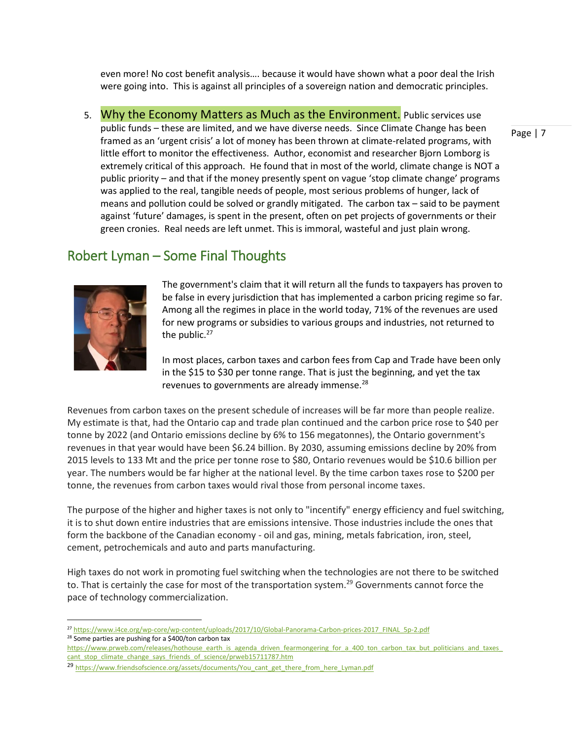even more! No cost benefit analysis…. because it would have shown what a poor deal the Irish were going into. This is against all principles of a sovereign nation and democratic principles.

5. **Why the Economy Matters as Much as the Environment.** Public services use public funds – these are limited, and we have diverse needs. Since Climate Change has been framed as an 'urgent crisis' a lot of money has been thrown at climate-related programs, with little effort to monitor the effectiveness. Author, economist and researcher Bjorn Lomborg is extremely critical of this approach. He found that in most of the world, climate change is NOT a public priority – and that if the money presently spent on vague 'stop climate change' programs was applied to the real, tangible needs of people, most serious problems of hunger, lack of means and pollution could be solved or grandly mitigated. The carbon tax – said to be payment against 'future' damages, is spent in the present, often on pet projects of governments or their green cronies. Real needs are left unmet. This is immoral, wasteful and just plain wrong.

## Robert Lyman – Some Final Thoughts

The government's claim that it will return all the funds to taxpayers has proven to be false in every jurisdiction that has implemented a carbon pricing regime so far. Among all the regimes in place in the world today, 71% of the revenues are used for new programs or subsidies to various groups and industries, not returned to the public.[27]

In most places, carbon taxes and carbon fees from Cap and Trade have been only in the $15 to $30 per tonne range. That is just the beginning, and yet the tax revenues to governments are already immense.[28]

Revenues from carbon taxes on the present schedule of increases will be far more than people realize. My estimate is that, had the Ontario cap and trade plan continued and the carbon price rose to $40 per tonne by 2022 (and Ontario emissions decline by 6% to 156 megatonnes), the Ontario government's revenues in that year would have been $6.24 billion. By 2030, assuming emissions decline by 20% from 2015 levels to 133 Mt and the price per tonne rose to $80, Ontario revenues would be $10.6 billion per year. The numbers would be far higher at the national level. By the time carbon taxes rose to $200 per tonne, the revenues from carbon taxes would rival those from personal income taxes.

The purpose of the higher and higher taxes is not only to "incentify" energy efficiency and fuel switching, it is to shut down entire industries that are emissions intensive. Those industries include the ones that form the backbone of the Canadian economy - oil and gas, mining, metals fabrication, iron, steel, cement, petrochemicals and auto and parts manufacturing.

High taxes do not work in promoting fuel switching when the technologies are not there to be switched to. That is certainly the case for most of the transportation system.[29] Governments cannot force the pace of technology commercialization.

---

[27] https://www.i4ce.org/wp-core/wp-content/uploads/2017/10/Global-Panorama-Carbon-prices-2017_FINAL_5p-2.pdf

[28] Some parties are pushing for a $400/ton carbon tax https://www.prweb.com/releases/hothouse_earth_is_agenda_driven_fearmongering_for_a_400_ton_carbon_tax_but_politicians_and_taxes_cant_stop_climate_change_says_friends_of_science/prweb15711787.htm

[29] https://www.friendsofscience.org/assets/documents/You_cant_get_there_from_here_Lyman.pdf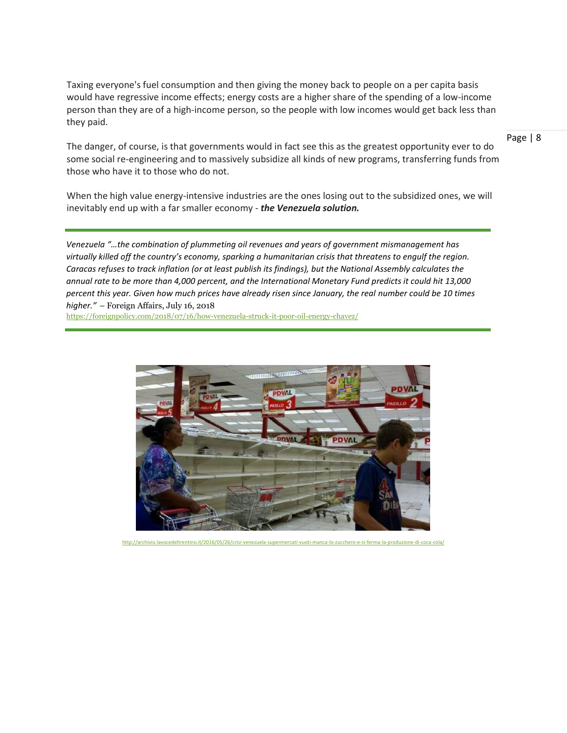Taxing everyone's fuel consumption and then giving the money back to people on a per capita basis would have regressive income effects; energy costs are a higher share of the spending of a low-income person than they are of a high-income person, so the people with low incomes would get back less than they paid.

The danger, of course, is that governments would in fact see this as the greatest opportunity ever to do some social re-engineering and to massively subsidize all kinds of new programs, transferring funds from those who have it to those who do not.

When the high value energy-intensive industries are the ones losing out to the subsidized ones, we will inevitably end up with a far smaller economy - ***the Venezuela solution.***

---

*Venezuela "…the combination of plummeting oil revenues and years of government mismanagement has virtually killed off the country's economy, sparking a humanitarian crisis that threatens to engulf the region. Caracas refuses to track inflation (or at least publish its findings), but the National Assembly calculates the annual rate to be more than 4,000 percent, and the International Monetary Fund predicts it could hit 13,000 percent this year. Given how much prices have already risen since January, the real number could be 10 times higher."* – Foreign Affairs, July 16, 2018
https://foreignpolicy.com/2018/07/16/how-venezuela-struck-it-poor-oil-energy-chavez/

---

http://archivio.lavocedeltrentino.it/2016/05/26/crisi-venezuela-supermercati-vuoti-manca-lo-zucchero-e-si-ferma-la-produzione-di-coca-cola/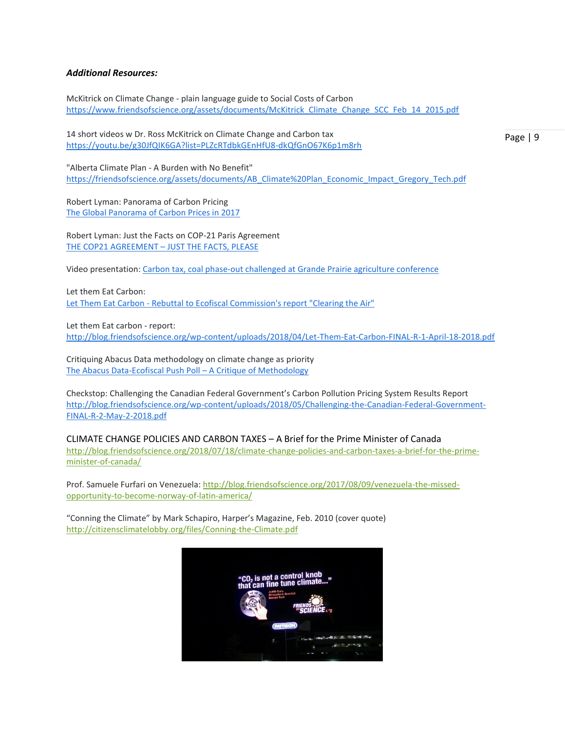***Additional Resources:***

McKitrick on Climate Change - plain language guide to Social Costs of Carbon
https://www.friendsofscience.org/assets/documents/McKitrick_Climate_Change_SCC_Feb_14_2015.pdf

14 short videos w Dr. Ross McKitrick on Climate Change and Carbon tax
https://youtu.be/g30JfQIK6GA?list=PLZcRTdbkGEnHfU8-dkQfGnO67K6p1m8rh

"Alberta Climate Plan - A Burden with No Benefit"
https://friendsofscience.org/assets/documents/AB_Climate%20Plan_Economic_Impact_Gregory_Tech.pdf

Robert Lyman: Panorama of Carbon Pricing
The Global Panorama of Carbon Prices in 2017

Robert Lyman: Just the Facts on COP-21 Paris Agreement
THE COP21 AGREEMENT – JUST THE FACTS, PLEASE

Video presentation: Carbon tax, coal phase-out challenged at Grande Prairie agriculture conference

Let them Eat Carbon:
Let Them Eat Carbon - Rebuttal to Ecofiscal Commission's report "Clearing the Air"

Let them Eat carbon - report:
http://blog.friendsofscience.org/wp-content/uploads/2018/04/Let-Them-Eat-Carbon-FINAL-R-1-April-18-2018.pdf

Critiquing Abacus Data methodology on climate change as priority
The Abacus Data-Ecofiscal Push Poll – A Critique of Methodology

Checkstop: Challenging the Canadian Federal Government's Carbon Pollution Pricing System Results Report
http://blog.friendsofscience.org/wp-content/uploads/2018/05/Challenging-the-Canadian-Federal-Government-FINAL-R-2-May-2-2018.pdf

CLIMATE CHANGE POLICIES AND CARBON TAXES – A Brief for the Prime Minister of Canada
http://blog.friendsofscience.org/2018/07/18/climate-change-policies-and-carbon-taxes-a-brief-for-the-prime-minister-of-canada/

Prof. Samuele Furfari on Venezuela: http://blog.friendsofscience.org/2017/08/09/venezuela-the-missed-opportunity-to-become-norway-of-latin-america/

"Conning the Climate" by Mark Schapiro, Harper's Magazine, Feb. 2010 (cover quote)
http://citizensclimatelobby.org/files/Conning-the-Climate.pdf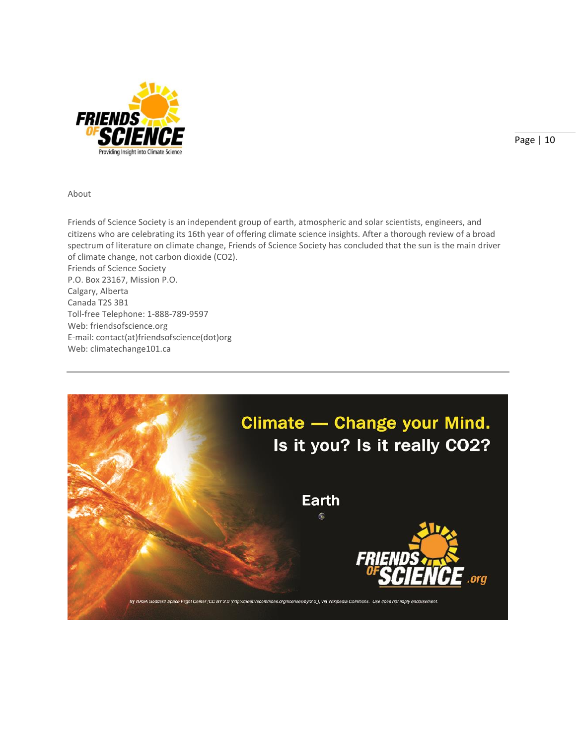About

Friends of Science Society is an independent group of earth, atmospheric and solar scientists, engineers, and citizens who are celebrating its 16th year of offering climate science insights. After a thorough review of a broad spectrum of literature on climate change, Friends of Science Society has concluded that the sun is the main driver of climate change, not carbon dioxide ($CO_2$).

Friends of Science Society
P.O. Box 23167, Mission P.O.
Calgary, Alberta
Canada T2S 3B1
Toll-free Telephone: 1-888-789-9597
Web: friendsofscience.org
E-mail: contact(at)friendsofscience(dot)org
Web: climatechange101.ca

---

Climate — Change your Mind.
Is it you? Is it really CO2?

Earth

FRIENDS OF SCIENCE .org

By NASA Goddard Space Flight Center [CC BY 2.0 (http://creativecommons.org/licenses/by/2.0)], via Wikipedia Commons. Use does not imply endorsement.